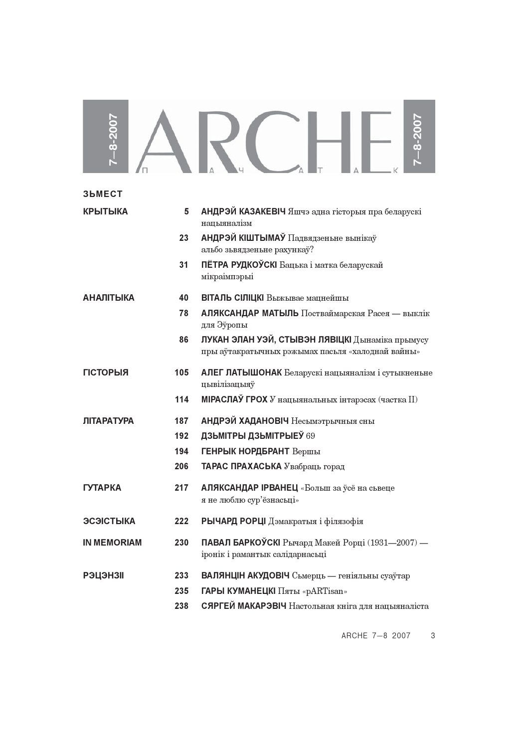# ARCHE

7—8-2007

П А Ч А Т А К

## ЗЬМЕСТ

| | | |
|---|---|---|
| **КРЫТЫКА** | **5** | **АНДРЭЙ КАЗАКЕВІЧ** Яшчэ адна гісторыя пра беларускі нацыяналізм |
| | **23** | **АНДРЭЙ КІШТЫМАЎ** Падвядзеньне вынікаў альбо зьвядзеньне рахункаў? |
| | **31** | **ПЁТРА РУДКОЎСКІ** Бацька і матка беларускай мікраімпэрыі |
| **АНАЛІТЫКА** | **40** | **ВІТАЛЬ СІЛІЦКІ** Выжывае мацнейшы |
| | **78** | **АЛЯКСАНДАР МАТЫЛЬ** Постваймарская Расея — выклік для Эўропы |
| | **86** | **ЛУКАН ЭЛАН УЭЙ, СТЫВЭН ЛЯВІЦКІ** Дынаміка прымусу пры аўтакратычных рэжымах пасьля «халоднай вайны» |
| **ГІСТОРЫЯ** | **105** | **АЛЕГ ЛАТЫШОНАК** Беларускі нацыяналізм і сутыкненьне цывілізацыяў |
| | **114** | **МІРАСЛАЎ ГРОХ** У нацыянальных інтарэсах (частка II) |
| **ЛІТАРАТУРА** | **187** | **АНДРЭЙ ХАДАНОВІЧ** Несымэтрычныя сны |
| | **192** | **ДЗЬМІТРЫ ДЗЬМІТРЫЕЎ** 69 |
| | **194** | **ГЕНРЫК НОРДБРАНТ** Вершы |
| | **206** | **ТАРАС ПРАХАСЬКА** Увабраць горад |
| **ГУТАРКА** | **217** | **АЛЯКСАНДАР ІРВАНЕЦ** «Больш за ўсё на сьвеце я не люблю сур'ёзнасьці» |
| **ЭСЭІСТЫКА** | **222** | **РЫЧАРД РОРЦІ** Дэмакратыя і філязофія |
| **IN MEMORIAM** | **230** | **ПАВАЛ БАРКОЎСКІ** Рычард Макей Рорці (1931—2007) — іронік і рамантык салідарнасьці |
| **РЭЦЭНЗІІ** | **233** | **ВАЛЯНЦІН АКУДОВІЧ** Сьмерць — геніяльны суаўтар |
| | **235** | **ГАРЫ КУМАНЕЦКІ** Пяты «pARTisan» |
| | **238** | **СЯРГЕЙ МАКАРЭВІЧ** Настольная кніга для нацыяналіста |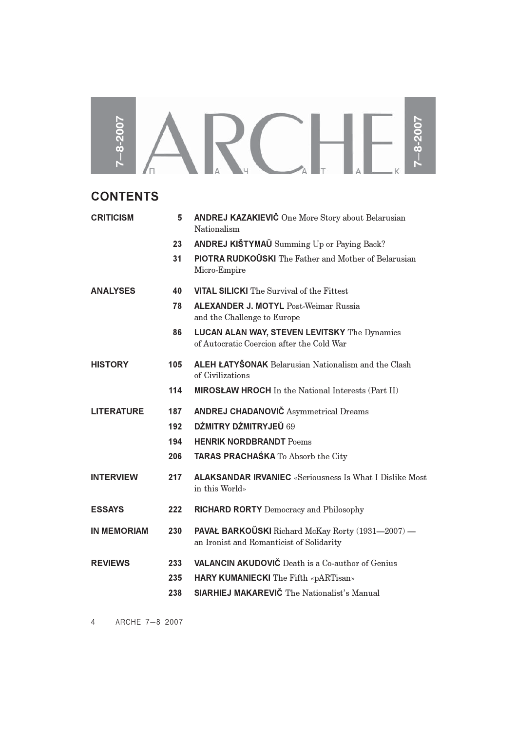# ARCHE

7—8-2007

## CONTENTS

| | | |
|---|---|---|
| **CRITICISM** | 5 | **ANDREJ KAZAKIEVIČ** One More Story about Belarusian Nationalism |
| | 23 | **ANDREJ KIŠTYMAŬ** Summing Up or Paying Back? |
| | 31 | **PIOTRA RUDKOŬSKI** The Father and Mother of Belarusian Micro-Empire |
| **ANALYSES** | 40 | **VITAL SILICKI** The Survival of the Fittest |
| | 78 | **ALEXANDER J. MOTYL** Post-Weimar Russia and the Challenge to Europe |
| | 86 | **LUCAN ALAN WAY, STEVEN LEVITSKY** The Dynamics of Autocratic Coercion after the Cold War |
| **HISTORY** | 105 | **ALEH ŁATYŠONAK** Belarusian Nationalism and the Clash of Civilizations |
| | 114 | **MIROSŁAW HROCH** In the National Interests (Part II) |
| **LITERATURE** | 187 | **ANDREJ CHADANOVIČ** Asymmetrical Dreams |
| | 192 | **DŹMITRY DŹMITRYJEŬ** 69 |
| | 194 | **HENRIK NORDBRANDT** Poems |
| | 206 | **TARAS PRACHAŚKA** To Absorb the City |
| **INTERVIEW** | 217 | **ALAKSANDAR IRVANIEC** «Seriousness Is What I Dislike Most in this World» |
| **ESSAYS** | 222 | **RICHARD RORTY** Democracy and Philosophy |
| **IN MEMORIAM** | 230 | **PAVAŁ BARKOŬSKI** Richard McKay Rorty (1931—2007) — an Ironist and Romanticist of Solidarity |
| **REVIEWS** | 233 | **VALANCIN AKUDOVIČ** Death is a Co-author of Genius |
| | 235 | **HARY KUMANIECKI** The Fifth «pARTisan» |
| | 238 | **SIARHIEJ MAKAREVIČ** The Nationalist's Manual |